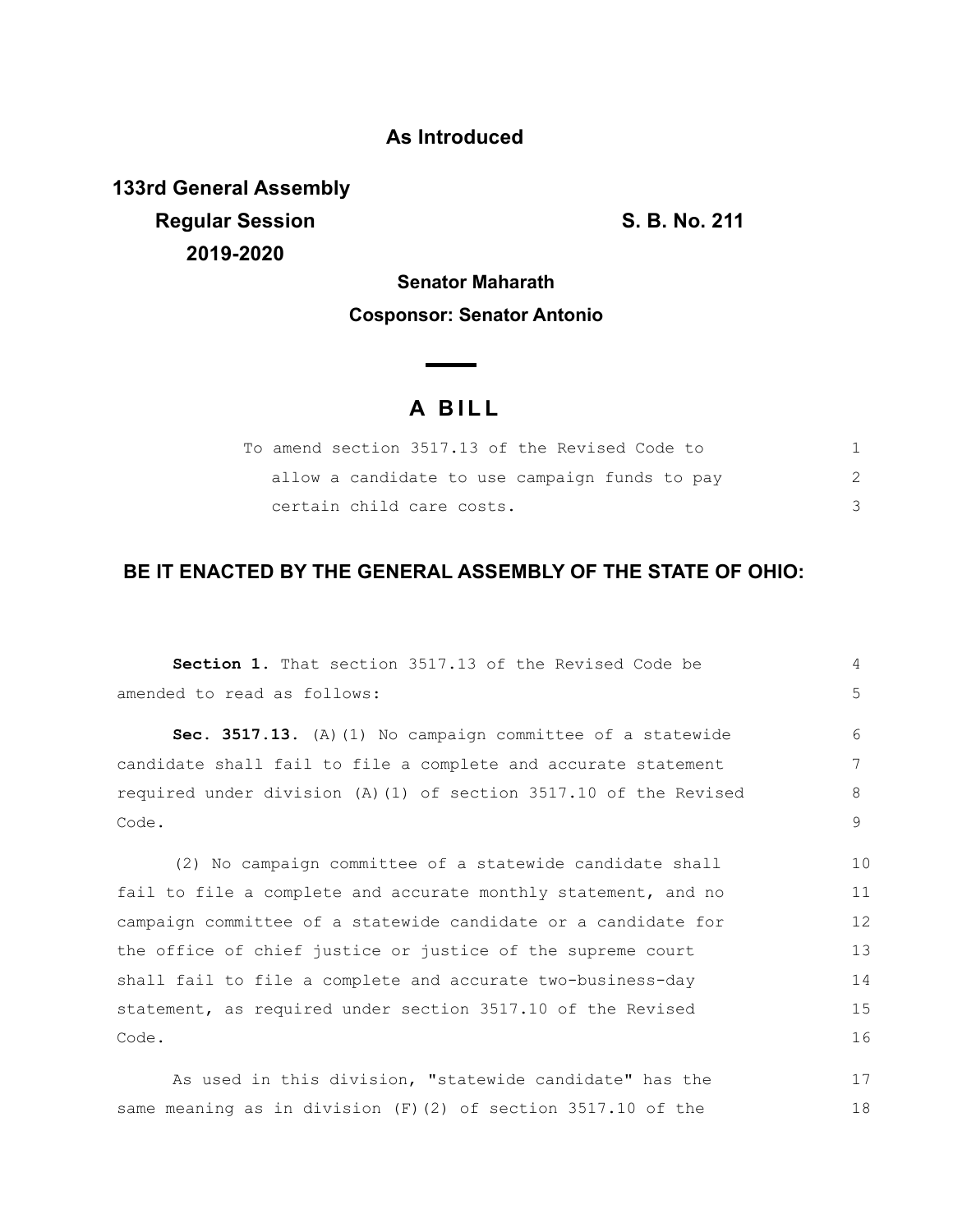**As Introduced**

**133rd General Assembly**
**Regular Session**
**2019-2020**

**S. B. No. 211**

**Senator Maharath**

**Cosponsor: Senator Antonio**

# A BILL

To amend section 3517.13 of the Revised Code to allow a candidate to use campaign funds to pay certain child care costs.

## BE IT ENACTED BY THE GENERAL ASSEMBLY OF THE STATE OF OHIO:

**Section 1.** That section 3517.13 of the Revised Code be amended to read as follows:

**Sec. 3517.13.** (A)(1) No campaign committee of a statewide candidate shall fail to file a complete and accurate statement required under division (A)(1) of section 3517.10 of the Revised Code.

(2) No campaign committee of a statewide candidate shall fail to file a complete and accurate monthly statement, and no campaign committee of a statewide candidate or a candidate for the office of chief justice or justice of the supreme court shall fail to file a complete and accurate two-business-day statement, as required under section 3517.10 of the Revised Code.

As used in this division, "statewide candidate" has the same meaning as in division (F)(2) of section 3517.10 of the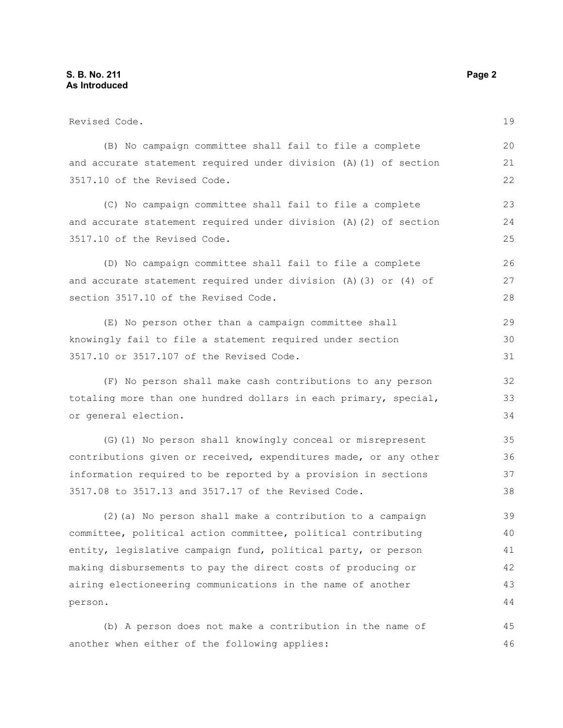Revised Code.

(B) No campaign committee shall fail to file a complete and accurate statement required under division (A)(1) of section 3517.10 of the Revised Code.

(C) No campaign committee shall fail to file a complete and accurate statement required under division (A)(2) of section 3517.10 of the Revised Code.

(D) No campaign committee shall fail to file a complete and accurate statement required under division (A)(3) or (4) of section 3517.10 of the Revised Code.

(E) No person other than a campaign committee shall knowingly fail to file a statement required under section 3517.10 or 3517.107 of the Revised Code.

(F) No person shall make cash contributions to any person totaling more than one hundred dollars in each primary, special, or general election.

(G)(1) No person shall knowingly conceal or misrepresent contributions given or received, expenditures made, or any other information required to be reported by a provision in sections 3517.08 to 3517.13 and 3517.17 of the Revised Code.

(2)(a) No person shall make a contribution to a campaign committee, political action committee, political contributing entity, legislative campaign fund, political party, or person making disbursements to pay the direct costs of producing or airing electioneering communications in the name of another person.

(b) A person does not make a contribution in the name of another when either of the following applies: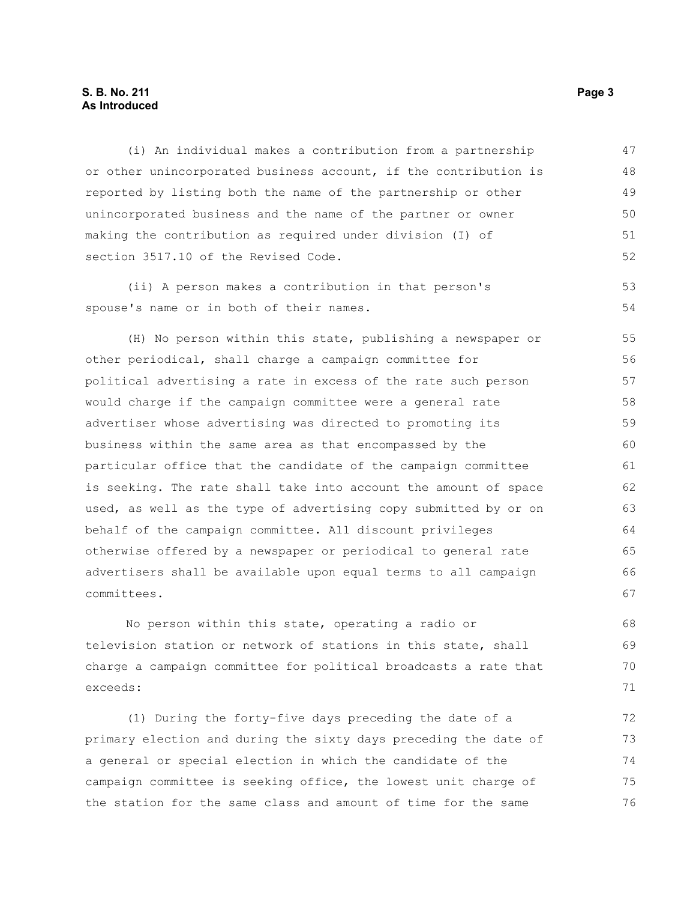(i) An individual makes a contribution from a partnership or other unincorporated business account, if the contribution is reported by listing both the name of the partnership or other unincorporated business and the name of the partner or owner making the contribution as required under division (I) of section 3517.10 of the Revised Code.

(ii) A person makes a contribution in that person's spouse's name or in both of their names.

(H) No person within this state, publishing a newspaper or other periodical, shall charge a campaign committee for political advertising a rate in excess of the rate such person would charge if the campaign committee were a general rate advertiser whose advertising was directed to promoting its business within the same area as that encompassed by the particular office that the candidate of the campaign committee is seeking. The rate shall take into account the amount of space used, as well as the type of advertising copy submitted by or on behalf of the campaign committee. All discount privileges otherwise offered by a newspaper or periodical to general rate advertisers shall be available upon equal terms to all campaign committees.

No person within this state, operating a radio or television station or network of stations in this state, shall charge a campaign committee for political broadcasts a rate that exceeds:

(1) During the forty-five days preceding the date of a primary election and during the sixty days preceding the date of a general or special election in which the candidate of the campaign committee is seeking office, the lowest unit charge of the station for the same class and amount of time for the same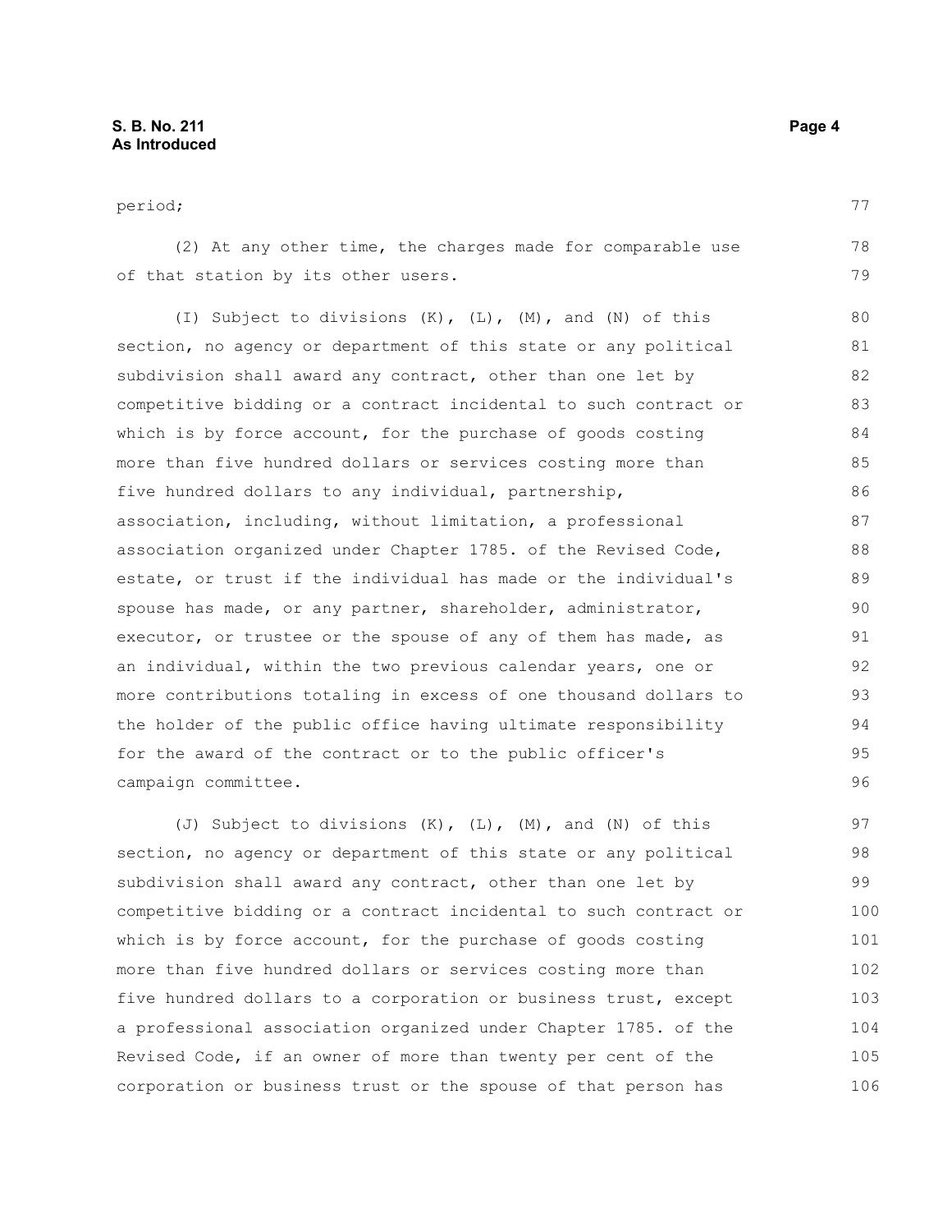period;

(2) At any other time, the charges made for comparable use of that station by its other users.

(I) Subject to divisions (K), (L), (M), and (N) of this section, no agency or department of this state or any political subdivision shall award any contract, other than one let by competitive bidding or a contract incidental to such contract or which is by force account, for the purchase of goods costing more than five hundred dollars or services costing more than five hundred dollars to any individual, partnership, association, including, without limitation, a professional association organized under Chapter 1785. of the Revised Code, estate, or trust if the individual has made or the individual's spouse has made, or any partner, shareholder, administrator, executor, or trustee or the spouse of any of them has made, as an individual, within the two previous calendar years, one or more contributions totaling in excess of one thousand dollars to the holder of the public office having ultimate responsibility for the award of the contract or to the public officer's campaign committee.

(J) Subject to divisions (K), (L), (M), and (N) of this section, no agency or department of this state or any political subdivision shall award any contract, other than one let by competitive bidding or a contract incidental to such contract or which is by force account, for the purchase of goods costing more than five hundred dollars or services costing more than five hundred dollars to a corporation or business trust, except a professional association organized under Chapter 1785. of the Revised Code, if an owner of more than twenty per cent of the corporation or business trust or the spouse of that person has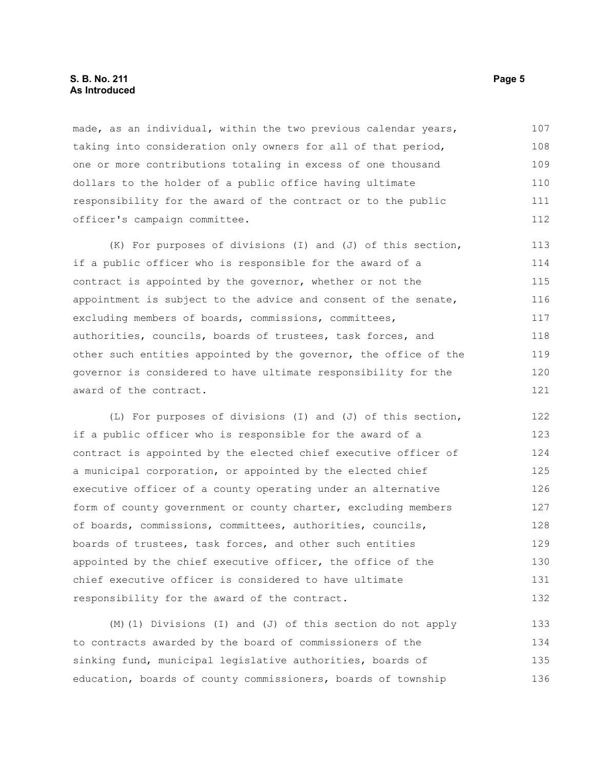made, as an individual, within the two previous calendar years, taking into consideration only owners for all of that period, one or more contributions totaling in excess of one thousand dollars to the holder of a public office having ultimate responsibility for the award of the contract or to the public officer's campaign committee.

(K) For purposes of divisions (I) and (J) of this section, if a public officer who is responsible for the award of a contract is appointed by the governor, whether or not the appointment is subject to the advice and consent of the senate, excluding members of boards, commissions, committees, authorities, councils, boards of trustees, task forces, and other such entities appointed by the governor, the office of the governor is considered to have ultimate responsibility for the award of the contract.

(L) For purposes of divisions (I) and (J) of this section, if a public officer who is responsible for the award of a contract is appointed by the elected chief executive officer of a municipal corporation, or appointed by the elected chief executive officer of a county operating under an alternative form of county government or county charter, excluding members of boards, commissions, committees, authorities, councils, boards of trustees, task forces, and other such entities appointed by the chief executive officer, the office of the chief executive officer is considered to have ultimate responsibility for the award of the contract.

(M)(1) Divisions (I) and (J) of this section do not apply to contracts awarded by the board of commissioners of the sinking fund, municipal legislative authorities, boards of education, boards of county commissioners, boards of township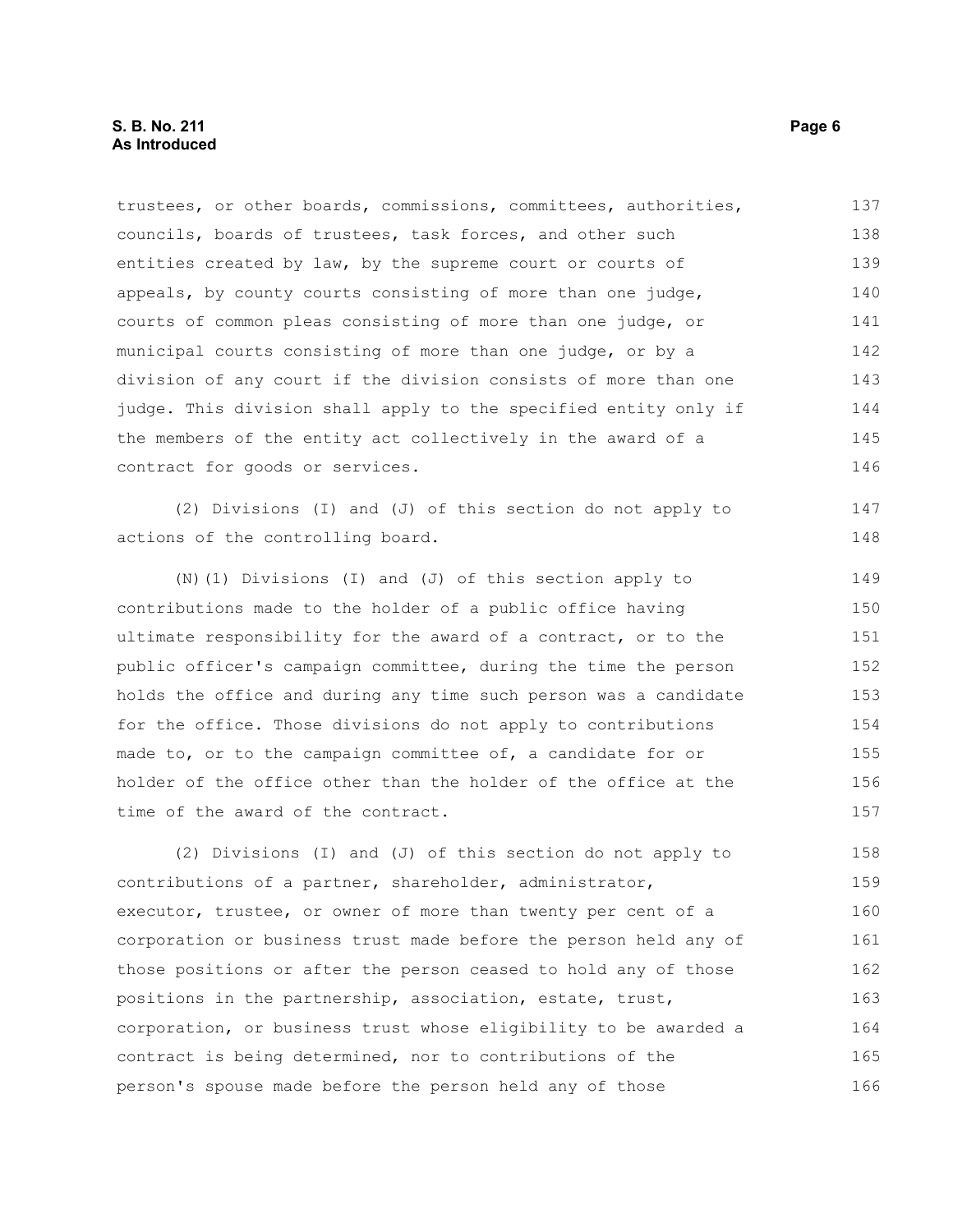trustees, or other boards, commissions, committees, authorities, councils, boards of trustees, task forces, and other such entities created by law, by the supreme court or courts of appeals, by county courts consisting of more than one judge, courts of common pleas consisting of more than one judge, or municipal courts consisting of more than one judge, or by a division of any court if the division consists of more than one judge. This division shall apply to the specified entity only if the members of the entity act collectively in the award of a contract for goods or services.

(2) Divisions (I) and (J) of this section do not apply to actions of the controlling board.

(N)(1) Divisions (I) and (J) of this section apply to contributions made to the holder of a public office having ultimate responsibility for the award of a contract, or to the public officer's campaign committee, during the time the person holds the office and during any time such person was a candidate for the office. Those divisions do not apply to contributions made to, or to the campaign committee of, a candidate for or holder of the office other than the holder of the office at the time of the award of the contract.

(2) Divisions (I) and (J) of this section do not apply to contributions of a partner, shareholder, administrator, executor, trustee, or owner of more than twenty per cent of a corporation or business trust made before the person held any of those positions or after the person ceased to hold any of those positions in the partnership, association, estate, trust, corporation, or business trust whose eligibility to be awarded a contract is being determined, nor to contributions of the person's spouse made before the person held any of those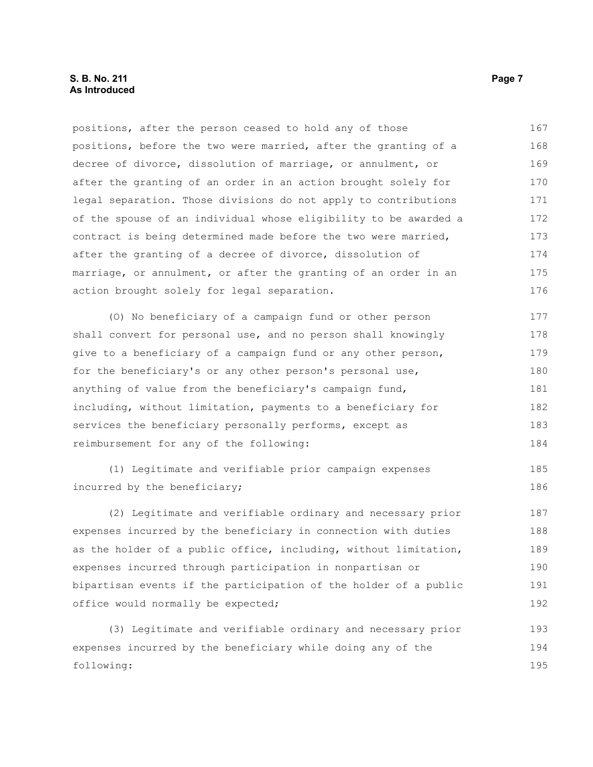positions, after the person ceased to hold any of those positions, before the two were married, after the granting of a decree of divorce, dissolution of marriage, or annulment, or after the granting of an order in an action brought solely for legal separation. Those divisions do not apply to contributions of the spouse of an individual whose eligibility to be awarded a contract is being determined made before the two were married, after the granting of a decree of divorce, dissolution of marriage, or annulment, or after the granting of an order in an action brought solely for legal separation.

(O) No beneficiary of a campaign fund or other person shall convert for personal use, and no person shall knowingly give to a beneficiary of a campaign fund or any other person, for the beneficiary's or any other person's personal use, anything of value from the beneficiary's campaign fund, including, without limitation, payments to a beneficiary for services the beneficiary personally performs, except as reimbursement for any of the following:

(1) Legitimate and verifiable prior campaign expenses incurred by the beneficiary;

(2) Legitimate and verifiable ordinary and necessary prior expenses incurred by the beneficiary in connection with duties as the holder of a public office, including, without limitation, expenses incurred through participation in nonpartisan or bipartisan events if the participation of the holder of a public office would normally be expected;

(3) Legitimate and verifiable ordinary and necessary prior expenses incurred by the beneficiary while doing any of the following: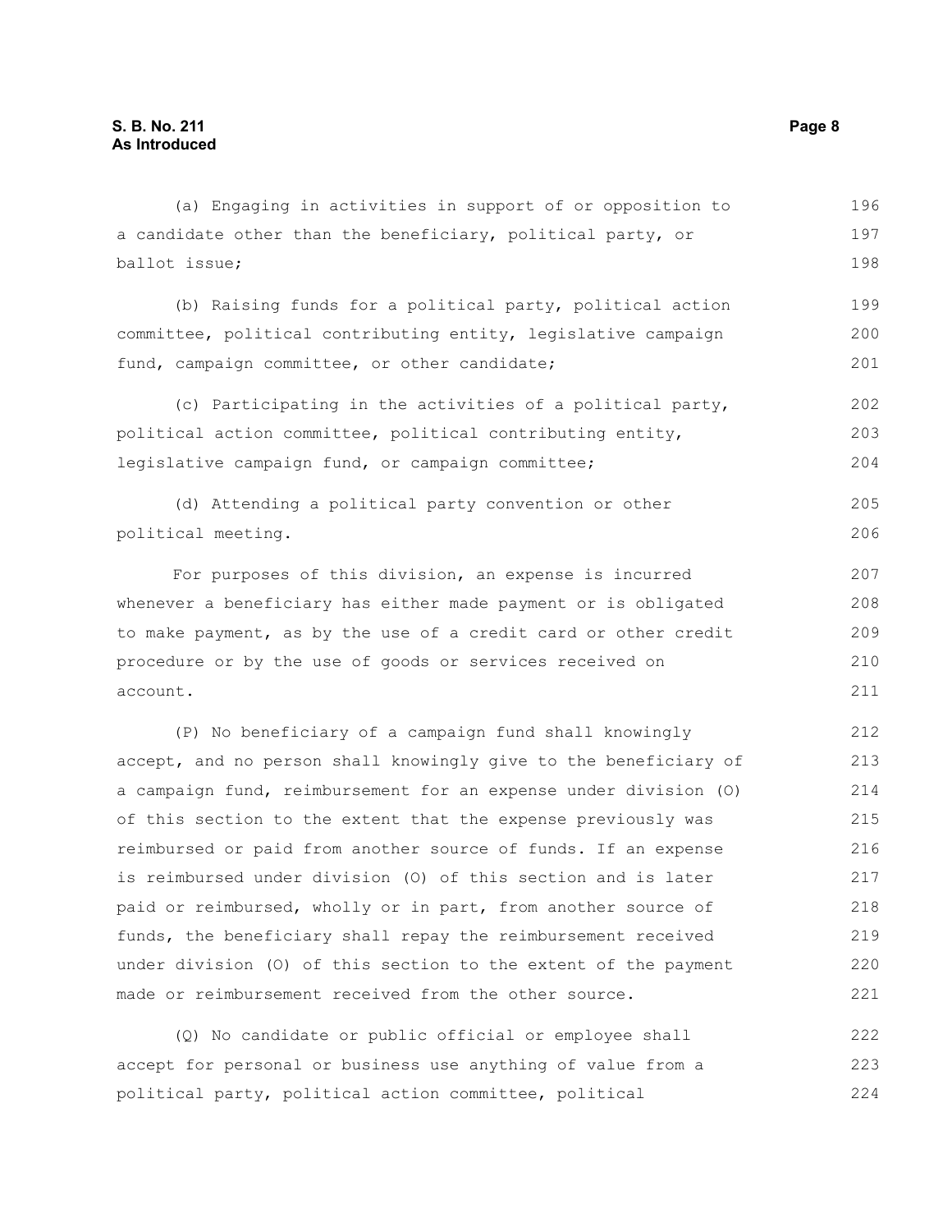(a) Engaging in activities in support of or opposition to a candidate other than the beneficiary, political party, or ballot issue;

(b) Raising funds for a political party, political action committee, political contributing entity, legislative campaign fund, campaign committee, or other candidate;

(c) Participating in the activities of a political party, political action committee, political contributing entity, legislative campaign fund, or campaign committee;

(d) Attending a political party convention or other political meeting.

For purposes of this division, an expense is incurred whenever a beneficiary has either made payment or is obligated to make payment, as by the use of a credit card or other credit procedure or by the use of goods or services received on account.

(P) No beneficiary of a campaign fund shall knowingly accept, and no person shall knowingly give to the beneficiary of a campaign fund, reimbursement for an expense under division (O) of this section to the extent that the expense previously was reimbursed or paid from another source of funds. If an expense is reimbursed under division (O) of this section and is later paid or reimbursed, wholly or in part, from another source of funds, the beneficiary shall repay the reimbursement received under division (O) of this section to the extent of the payment made or reimbursement received from the other source.

(Q) No candidate or public official or employee shall accept for personal or business use anything of value from a political party, political action committee, political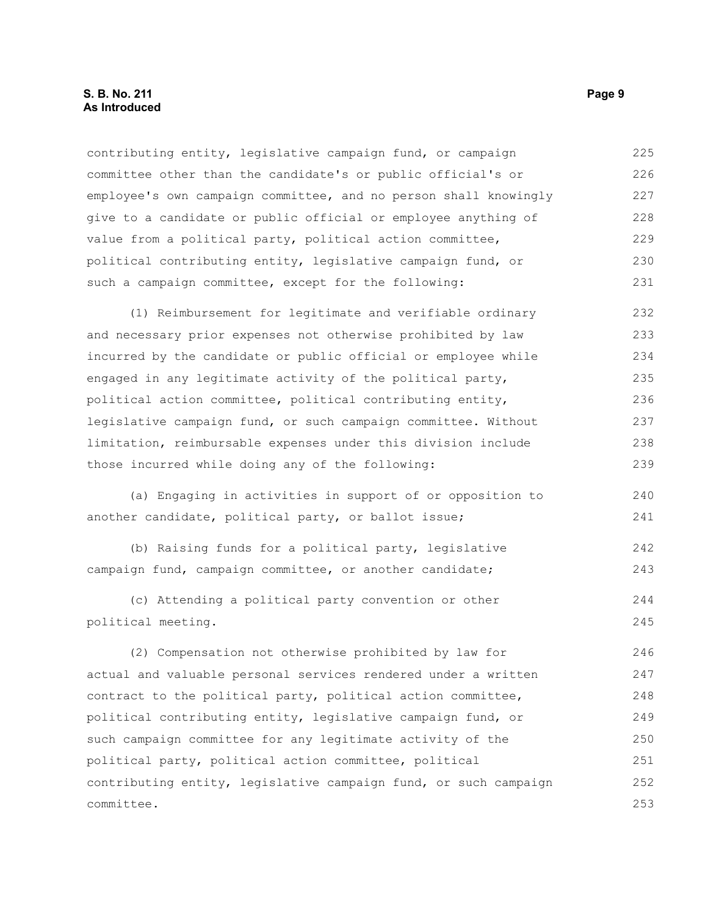contributing entity, legislative campaign fund, or campaign committee other than the candidate's or public official's or employee's own campaign committee, and no person shall knowingly give to a candidate or public official or employee anything of value from a political party, political action committee, political contributing entity, legislative campaign fund, or such a campaign committee, except for the following:

(1) Reimbursement for legitimate and verifiable ordinary and necessary prior expenses not otherwise prohibited by law incurred by the candidate or public official or employee while engaged in any legitimate activity of the political party, political action committee, political contributing entity, legislative campaign fund, or such campaign committee. Without limitation, reimbursable expenses under this division include those incurred while doing any of the following:

(a) Engaging in activities in support of or opposition to another candidate, political party, or ballot issue;

(b) Raising funds for a political party, legislative campaign fund, campaign committee, or another candidate;

(c) Attending a political party convention or other political meeting.

(2) Compensation not otherwise prohibited by law for actual and valuable personal services rendered under a written contract to the political party, political action committee, political contributing entity, legislative campaign fund, or such campaign committee for any legitimate activity of the political party, political action committee, political contributing entity, legislative campaign fund, or such campaign committee.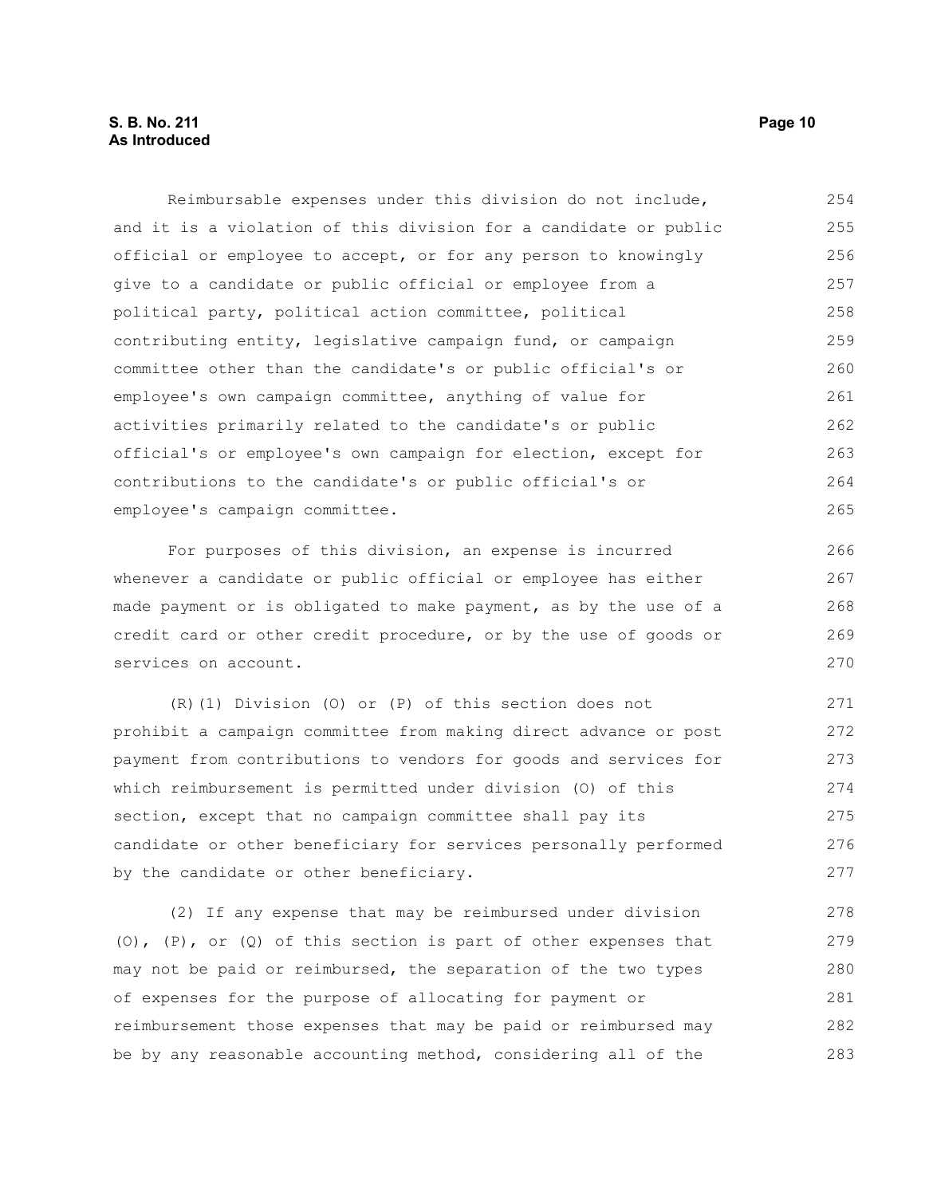Reimbursable expenses under this division do not include, and it is a violation of this division for a candidate or public official or employee to accept, or for any person to knowingly give to a candidate or public official or employee from a political party, political action committee, political contributing entity, legislative campaign fund, or campaign committee other than the candidate's or public official's or employee's own campaign committee, anything of value for activities primarily related to the candidate's or public official's or employee's own campaign for election, except for contributions to the candidate's or public official's or employee's campaign committee.

For purposes of this division, an expense is incurred whenever a candidate or public official or employee has either made payment or is obligated to make payment, as by the use of a credit card or other credit procedure, or by the use of goods or services on account.

(R)(1) Division (O) or (P) of this section does not prohibit a campaign committee from making direct advance or post payment from contributions to vendors for goods and services for which reimbursement is permitted under division (O) of this section, except that no campaign committee shall pay its candidate or other beneficiary for services personally performed by the candidate or other beneficiary.

(2) If any expense that may be reimbursed under division (O), (P), or (Q) of this section is part of other expenses that may not be paid or reimbursed, the separation of the two types of expenses for the purpose of allocating for payment or reimbursement those expenses that may be paid or reimbursed may be by any reasonable accounting method, considering all of the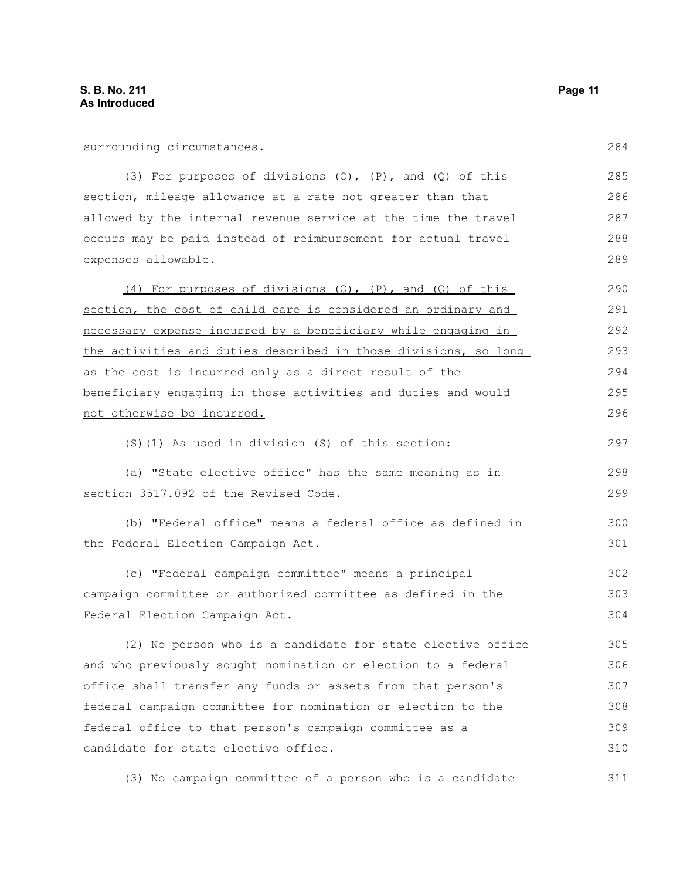surrounding circumstances.

(3) For purposes of divisions (O), (P), and (Q) of this section, mileage allowance at a rate not greater than that allowed by the internal revenue service at the time the travel occurs may be paid instead of reimbursement for actual travel expenses allowable.

<u>(4) For purposes of divisions (O), (P), and (Q) of this section, the cost of child care is considered an ordinary and necessary expense incurred by a beneficiary while engaging in the activities and duties described in those divisions, so long as the cost is incurred only as a direct result of the beneficiary engaging in those activities and duties and would not otherwise be incurred.</u>

(S)(1) As used in division (S) of this section:

(a) "State elective office" has the same meaning as in section 3517.092 of the Revised Code.

(b) "Federal office" means a federal office as defined in the Federal Election Campaign Act.

(c) "Federal campaign committee" means a principal campaign committee or authorized committee as defined in the Federal Election Campaign Act.

(2) No person who is a candidate for state elective office and who previously sought nomination or election to a federal office shall transfer any funds or assets from that person's federal campaign committee for nomination or election to the federal office to that person's campaign committee as a candidate for state elective office.

(3) No campaign committee of a person who is a candidate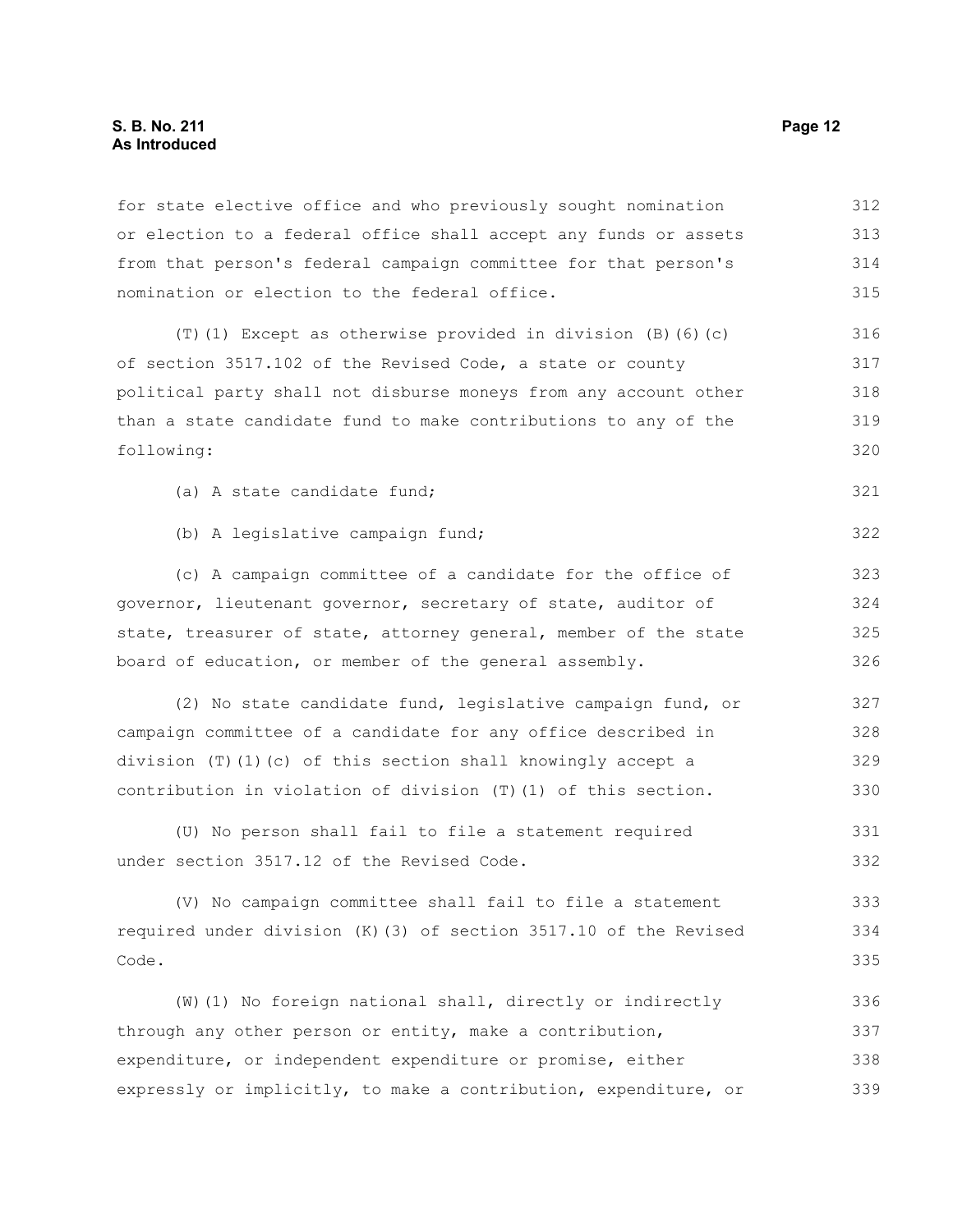for state elective office and who previously sought nomination or election to a federal office shall accept any funds or assets from that person's federal campaign committee for that person's nomination or election to the federal office.

(T)(1) Except as otherwise provided in division (B)(6)(c) of section 3517.102 of the Revised Code, a state or county political party shall not disburse moneys from any account other than a state candidate fund to make contributions to any of the following:

(a) A state candidate fund;

(b) A legislative campaign fund;

(c) A campaign committee of a candidate for the office of governor, lieutenant governor, secretary of state, auditor of state, treasurer of state, attorney general, member of the state board of education, or member of the general assembly.

(2) No state candidate fund, legislative campaign fund, or campaign committee of a candidate for any office described in division (T)(1)(c) of this section shall knowingly accept a contribution in violation of division (T)(1) of this section.

(U) No person shall fail to file a statement required under section 3517.12 of the Revised Code.

(V) No campaign committee shall fail to file a statement required under division (K)(3) of section 3517.10 of the Revised Code.

(W)(1) No foreign national shall, directly or indirectly through any other person or entity, make a contribution, expenditure, or independent expenditure or promise, either expressly or implicitly, to make a contribution, expenditure, or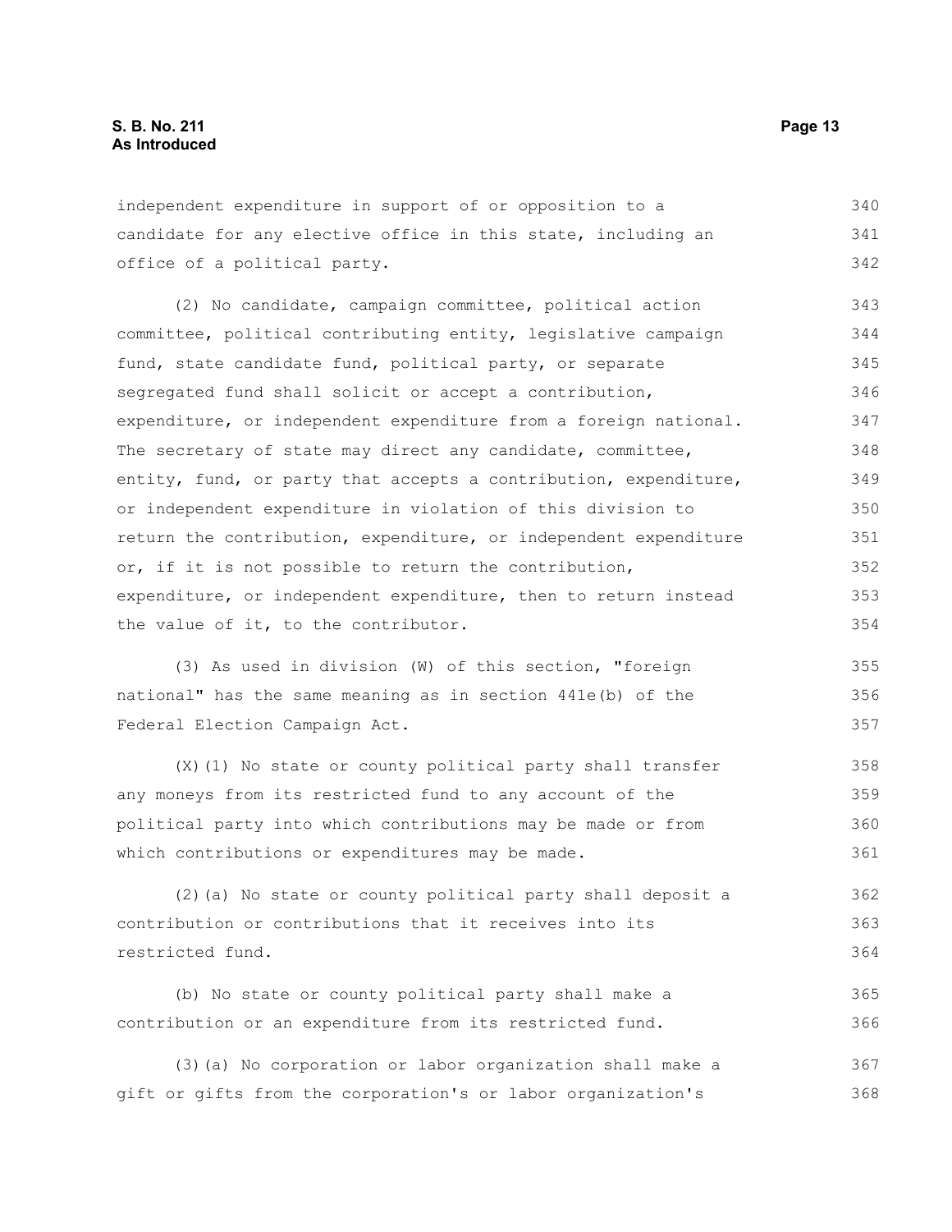independent expenditure in support of or opposition to a candidate for any elective office in this state, including an office of a political party.

(2) No candidate, campaign committee, political action committee, political contributing entity, legislative campaign fund, state candidate fund, political party, or separate segregated fund shall solicit or accept a contribution, expenditure, or independent expenditure from a foreign national. The secretary of state may direct any candidate, committee, entity, fund, or party that accepts a contribution, expenditure, or independent expenditure in violation of this division to return the contribution, expenditure, or independent expenditure or, if it is not possible to return the contribution, expenditure, or independent expenditure, then to return instead the value of it, to the contributor.

(3) As used in division (W) of this section, "foreign national" has the same meaning as in section 441e(b) of the Federal Election Campaign Act.

(X)(1) No state or county political party shall transfer any moneys from its restricted fund to any account of the political party into which contributions may be made or from which contributions or expenditures may be made.

(2)(a) No state or county political party shall deposit a contribution or contributions that it receives into its restricted fund.

(b) No state or county political party shall make a contribution or an expenditure from its restricted fund.

(3)(a) No corporation or labor organization shall make a gift or gifts from the corporation's or labor organization's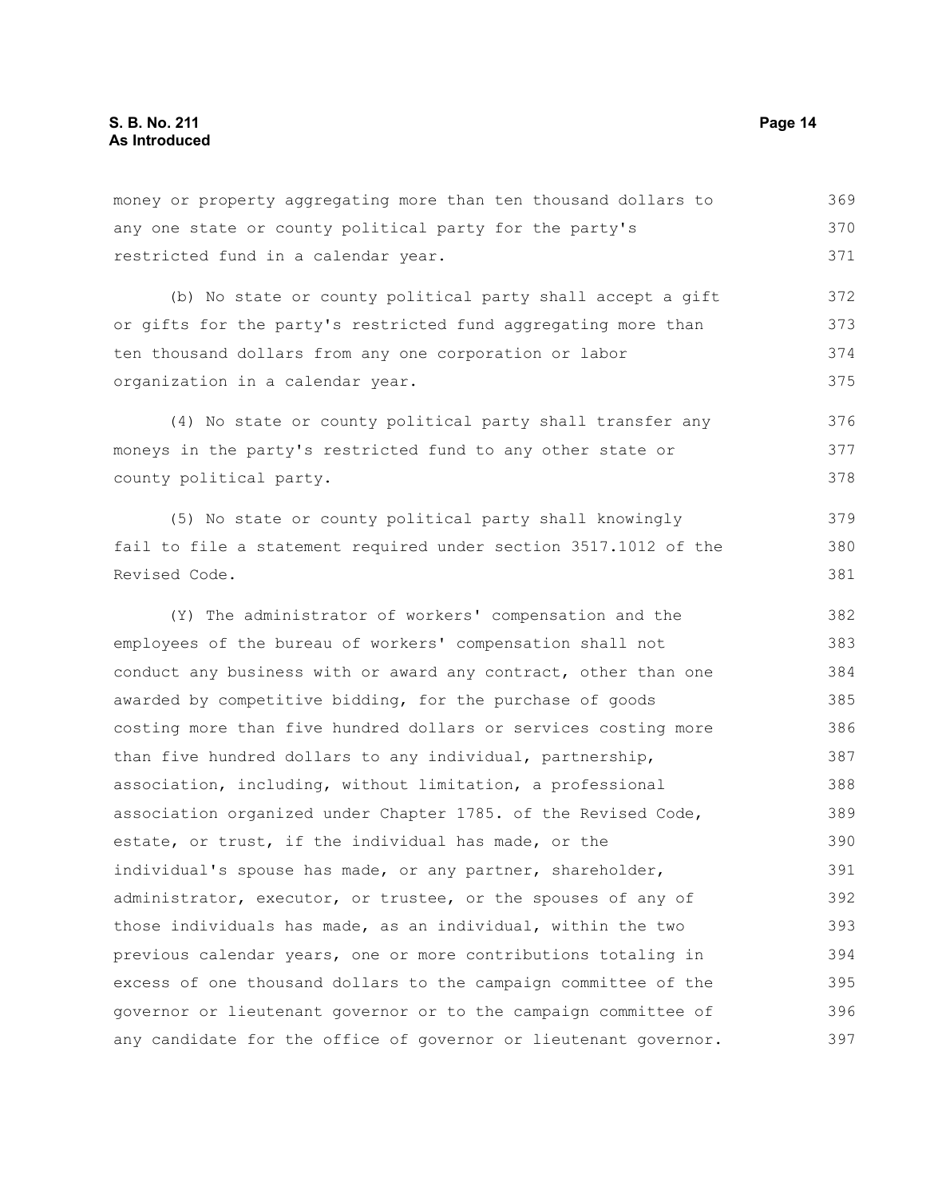money or property aggregating more than ten thousand dollars to any one state or county political party for the party's restricted fund in a calendar year.

(b) No state or county political party shall accept a gift or gifts for the party's restricted fund aggregating more than ten thousand dollars from any one corporation or labor organization in a calendar year.

(4) No state or county political party shall transfer any moneys in the party's restricted fund to any other state or county political party.

(5) No state or county political party shall knowingly fail to file a statement required under section 3517.1012 of the Revised Code.

(Y) The administrator of workers' compensation and the employees of the bureau of workers' compensation shall not conduct any business with or award any contract, other than one awarded by competitive bidding, for the purchase of goods costing more than five hundred dollars or services costing more than five hundred dollars to any individual, partnership, association, including, without limitation, a professional association organized under Chapter 1785. of the Revised Code, estate, or trust, if the individual has made, or the individual's spouse has made, or any partner, shareholder, administrator, executor, or trustee, or the spouses of any of those individuals has made, as an individual, within the two previous calendar years, one or more contributions totaling in excess of one thousand dollars to the campaign committee of the governor or lieutenant governor or to the campaign committee of any candidate for the office of governor or lieutenant governor.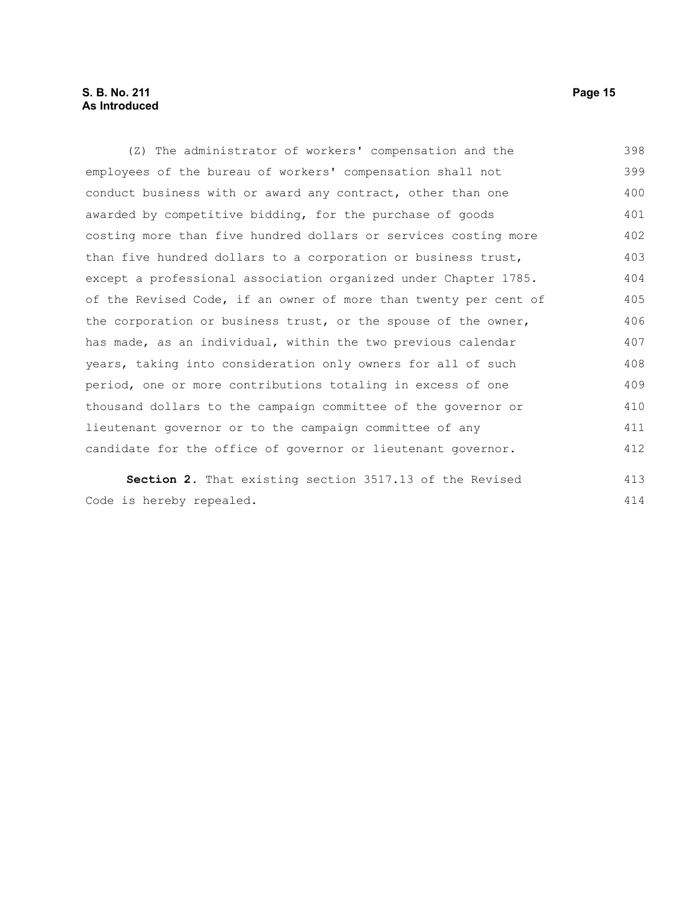(Z) The administrator of workers' compensation and the employees of the bureau of workers' compensation shall not conduct business with or award any contract, other than one awarded by competitive bidding, for the purchase of goods costing more than five hundred dollars or services costing more than five hundred dollars to a corporation or business trust, except a professional association organized under Chapter 1785. of the Revised Code, if an owner of more than twenty per cent of the corporation or business trust, or the spouse of the owner, has made, as an individual, within the two previous calendar years, taking into consideration only owners for all of such period, one or more contributions totaling in excess of one thousand dollars to the campaign committee of the governor or lieutenant governor or to the campaign committee of any candidate for the office of governor or lieutenant governor.

**Section 2.** That existing section 3517.13 of the Revised Code is hereby repealed.